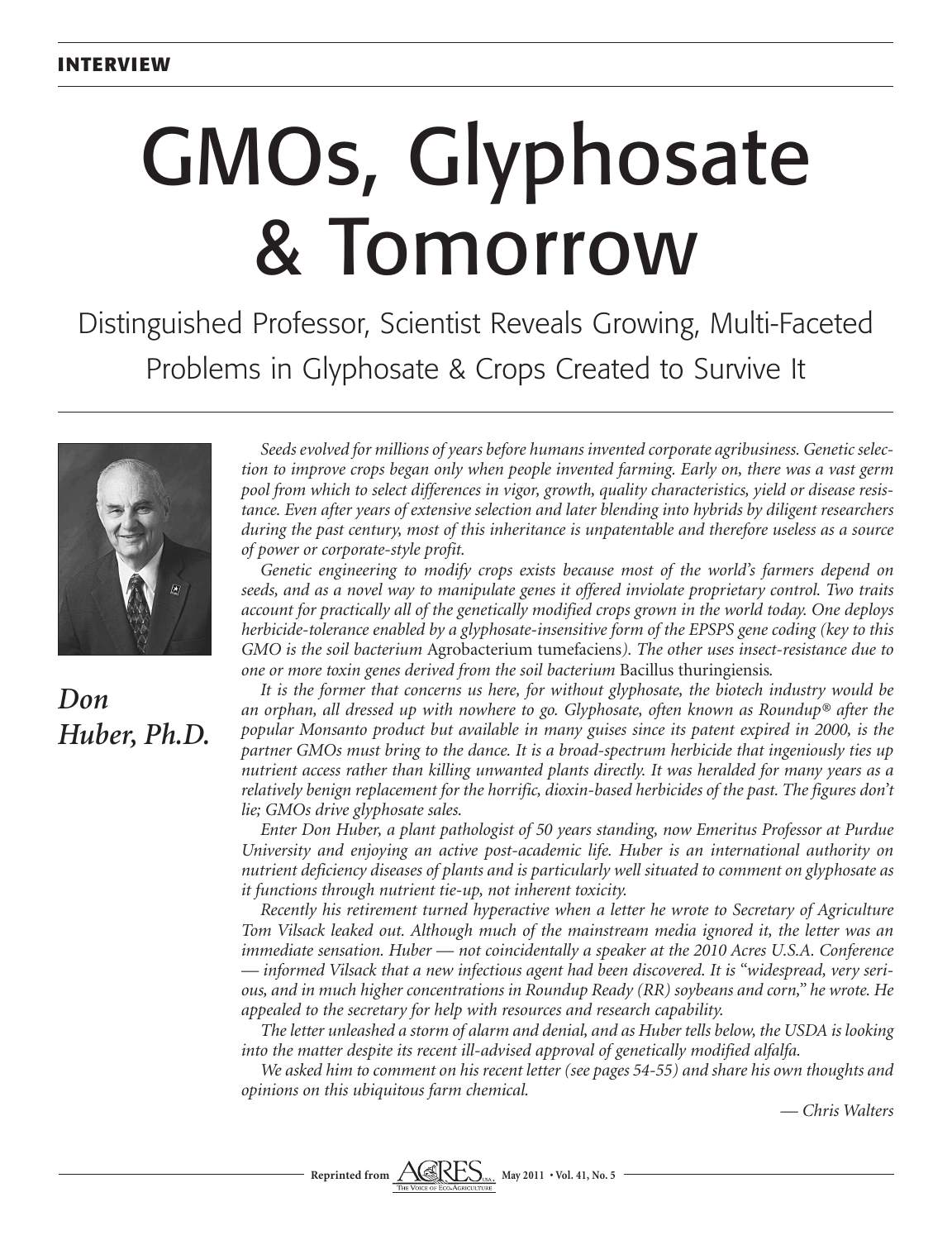INTERVIEW

# GMOs, Glyphosate & Tomorrow

## Distinguished Professor, Scientist Reveals Growing, Multi-Faceted Problems in Glyphosate & Crops Created to Survive It

***Don Huber, Ph.D.***

*Seeds evolved for millions of years before humans invented corporate agribusiness. Genetic selection to improve crops began only when people invented farming. Early on, there was a vast germ pool from which to select differences in vigor, growth, quality characteristics, yield or disease resistance. Even after years of extensive selection and later blending into hybrids by diligent researchers during the past century, most of this inheritance is unpatentable and therefore useless as a source of power or corporate-style profit.*

*Genetic engineering to modify crops exists because most of the world's farmers depend on seeds, and as a novel way to manipulate genes it offered inviolate proprietary control. Two traits account for practically all of the genetically modified crops grown in the world today. One deploys herbicide-tolerance enabled by a glyphosate-insensitive form of the EPSPS gene coding (key to this GMO is the soil bacterium* Agrobacterium tumefaciens*). The other uses insect-resistance due to one or more toxin genes derived from the soil bacterium* Bacillus thuringiensis*.*

*It is the former that concerns us here, for without glyphosate, the biotech industry would be an orphan, all dressed up with nowhere to go. Glyphosate, often known as Roundup® after the popular Monsanto product but available in many guises since its patent expired in 2000, is the partner GMOs must bring to the dance. It is a broad-spectrum herbicide that ingeniously ties up nutrient access rather than killing unwanted plants directly. It was heralded for many years as a relatively benign replacement for the horrific, dioxin-based herbicides of the past. The figures don't lie; GMOs drive glyphosate sales.*

*Enter Don Huber, a plant pathologist of 50 years standing, now Emeritus Professor at Purdue University and enjoying an active post-academic life. Huber is an international authority on nutrient deficiency diseases of plants and is particularly well situated to comment on glyphosate as it functions through nutrient tie-up, not inherent toxicity.*

*Recently his retirement turned hyperactive when a letter he wrote to Secretary of Agriculture Tom Vilsack leaked out. Although much of the mainstream media ignored it, the letter was an immediate sensation. Huber — not coincidentally a speaker at the 2010 Acres U.S.A. Conference — informed Vilsack that a new infectious agent had been discovered. It is "widespread, very serious, and in much higher concentrations in Roundup Ready (RR) soybeans and corn," he wrote. He appealed to the secretary for help with resources and research capability.*

*The letter unleashed a storm of alarm and denial, and as Huber tells below, the USDA is looking into the matter despite its recent ill-advised approval of genetically modified alfalfa.*

*We asked him to comment on his recent letter (see pages 54-55) and share his own thoughts and opinions on this ubiquitous farm chemical.*

*— Chris Walters*

Reprinted from ACRES U.S.A. The Voice of Eco-Agriculture May 2011 • Vol. 41, No. 5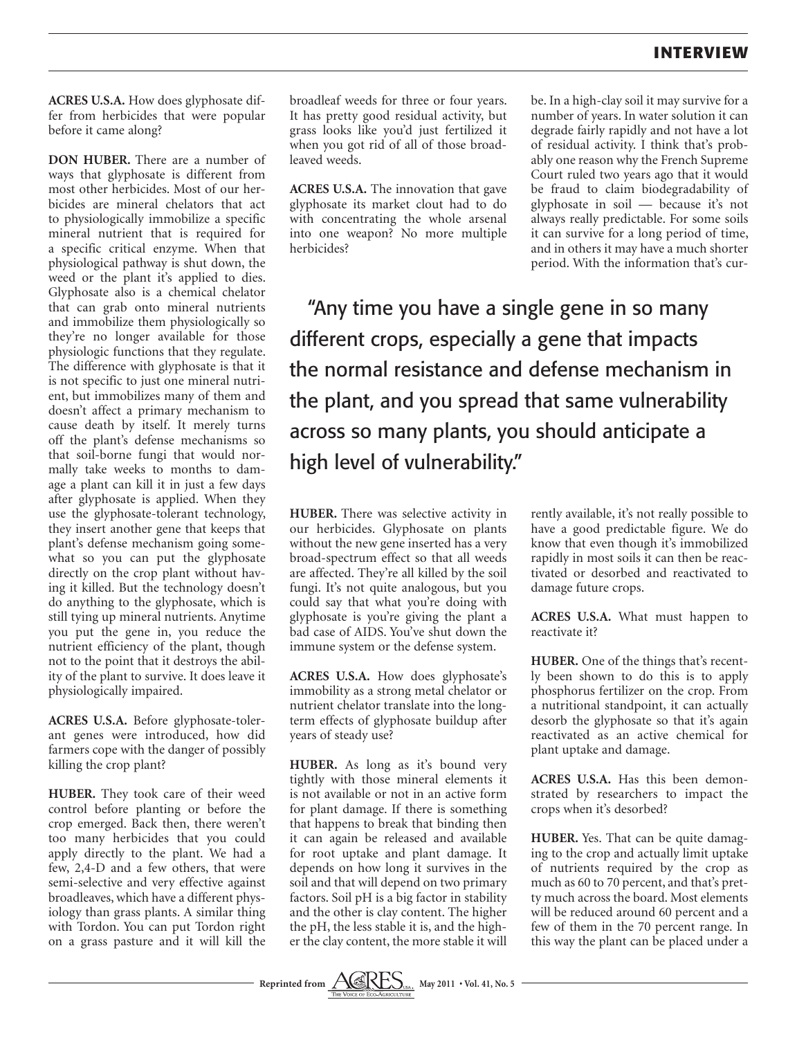**ACRES U.S.A.** How does glyphosate differ from herbicides that were popular before it came along?

**DON HUBER.** There are a number of ways that glyphosate is different from most other herbicides. Most of our herbicides are mineral chelators that act to physiologically immobilize a specific mineral nutrient that is required for a specific critical enzyme. When that physiological pathway is shut down, the weed or the plant it's applied to dies. Glyphosate also is a chemical chelator that can grab onto mineral nutrients and immobilize them physiologically so they're no longer available for those physiologic functions that they regulate. The difference with glyphosate is that it is not specific to just one mineral nutrient, but immobilizes many of them and doesn't affect a primary mechanism to cause death by itself. It merely turns off the plant's defense mechanisms so that soil-borne fungi that would normally take weeks to months to damage a plant can kill it in just a few days after glyphosate is applied. When they use the glyphosate-tolerant technology, they insert another gene that keeps that plant's defense mechanism going somewhat so you can put the glyphosate directly on the crop plant without having it killed. But the technology doesn't do anything to the glyphosate, which is still tying up mineral nutrients. Anytime you put the gene in, you reduce the nutrient efficiency of the plant, though not to the point that it destroys the ability of the plant to survive. It does leave it physiologically impaired.

**ACRES U.S.A.** Before glyphosate-tolerant genes were introduced, how did farmers cope with the danger of possibly killing the crop plant?

**HUBER.** They took care of their weed control before planting or before the crop emerged. Back then, there weren't too many herbicides that you could apply directly to the plant. We had a few, 2,4-D and a few others, that were semi-selective and very effective against broadleaves, which have a different physiology than grass plants. A similar thing with Tordon. You can put Tordon right on a grass pasture and it will kill the broadleaf weeds for three or four years. It has pretty good residual activity, but grass looks like you'd just fertilized it when you got rid of all of those broadleaved weeds.

**ACRES U.S.A.** The innovation that gave glyphosate its market clout had to do with concentrating the whole arsenal into one weapon? No more multiple herbicides?

**HUBER.** There was selective activity in our herbicides. Glyphosate on plants without the new gene inserted has a very broad-spectrum effect so that all weeds are affected. They're all killed by the soil fungi. It's not quite analogous, but you could say that what you're doing with glyphosate is you're giving the plant a bad case of AIDS. You've shut down the immune system or the defense system.

**ACRES U.S.A.** How does glyphosate's immobility as a strong metal chelator or nutrient chelator translate into the long-term effects of glyphosate buildup after years of steady use?

**HUBER.** As long as it's bound very tightly with those mineral elements it is not available or not in an active form for plant damage. If there is something that happens to break that binding then it can again be released and available for root uptake and plant damage. It depends on how long it survives in the soil and that will depend on two primary factors. Soil pH is a big factor in stability and the other is clay content. The higher the pH, the less stable it is, and the higher the clay content, the more stable it will be. In a high-clay soil it may survive for a number of years. In water solution it can degrade fairly rapidly and not have a lot of residual activity. I think that's probably one reason why the French Supreme Court ruled two years ago that it would be fraud to claim biodegradability of glyphosate in soil — because it's not always really predictable. For some soils it can survive for a long period of time, and in others it may have a much shorter period. With the information that's currently available, it's not really possible to have a good predictable figure. We do know that even though it's immobilized rapidly in most soils it can then be reactivated or desorbed and reactivated to damage future crops.

> "Any time you have a single gene in so many different crops, especially a gene that impacts the normal resistance and defense mechanism in the plant, and you spread that same vulnerability across so many plants, you should anticipate a high level of vulnerability."

**ACRES U.S.A.** What must happen to reactivate it?

**HUBER.** One of the things that's recently been shown to do this is to apply phosphorus fertilizer on the crop. From a nutritional standpoint, it can actually desorb the glyphosate so that it's again reactivated as an active chemical for plant uptake and damage.

**ACRES U.S.A.** Has this been demonstrated by researchers to impact the crops when it's desorbed?

**HUBER.** Yes. That can be quite damaging to the crop and actually limit uptake of nutrients required by the crop as much as 60 to 70 percent, and that's pretty much across the board. Most elements will be reduced around 60 percent and a few of them in the 70 percent range. In this way the plant can be placed under a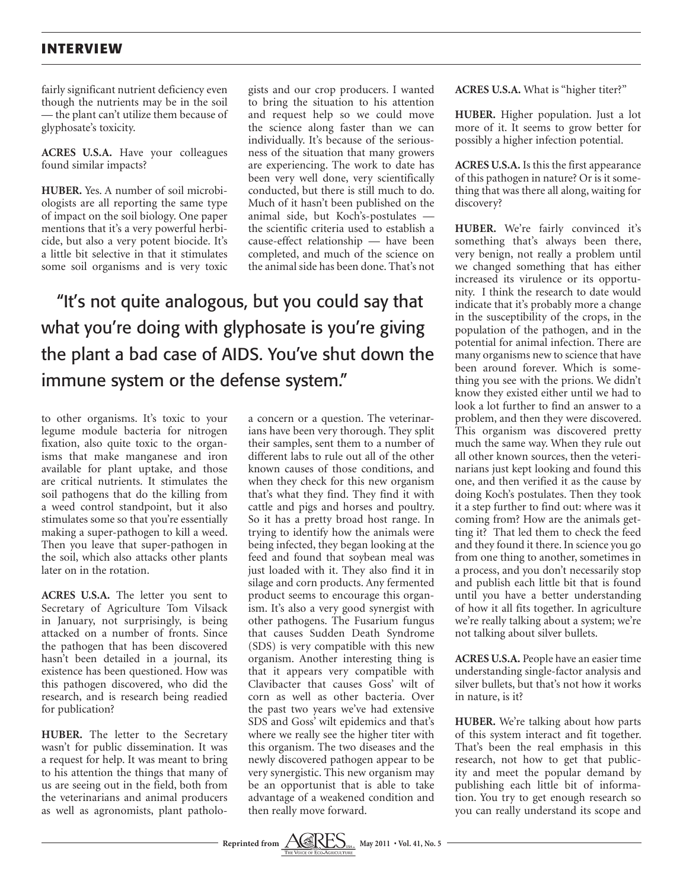fairly significant nutrient deficiency even though the nutrients may be in the soil — the plant can't utilize them because of glyphosate's toxicity.

**ACRES U.S.A.** Have your colleagues found similar impacts?

**HUBER.** Yes. A number of soil microbiologists are all reporting the same type of impact on the soil biology. One paper mentions that it's a very powerful herbicide, but also a very potent biocide. It's a little bit selective in that it stimulates some soil organisms and is very toxic to other organisms. It's toxic to your legume module bacteria for nitrogen fixation, also quite toxic to the organisms that make manganese and iron available for plant uptake, and those are critical nutrients. It stimulates the soil pathogens that do the killing from a weed control standpoint, but it also stimulates some so that you're essentially making a super-pathogen to kill a weed. Then you leave that super-pathogen in the soil, which also attacks other plants later on in the rotation.

> "It's not quite analogous, but you could say that what you're doing with glyphosate is you're giving the plant a bad case of AIDS. You've shut down the immune system or the defense system."

**ACRES U.S.A.** The letter you sent to Secretary of Agriculture Tom Vilsack in January, not surprisingly, is being attacked on a number of fronts. Since the pathogen that has been discovered hasn't been detailed in a journal, its existence has been questioned. How was this pathogen discovered, who did the research, and is research being readied for publication?

**HUBER.** The letter to the Secretary wasn't for public dissemination. It was a request for help. It was meant to bring to his attention the things that many of us are seeing out in the field, both from the veterinarians and animal producers as well as agronomists, plant pathologists and our crop producers. I wanted to bring the situation to his attention and request help so we could move the science along faster than we can individually. It's because of the seriousness of the situation that many growers are experiencing. The work to date has been very well done, very scientifically conducted, but there is still much to do. Much of it hasn't been published on the animal side, but Koch's-postulates — the scientific criteria used to establish a cause-effect relationship — have been completed, and much of the science on the animal side has been done. That's not a concern or a question. The veterinarians have been very thorough. They split their samples, sent them to a number of different labs to rule out all of the other known causes of those conditions, and when they check for this new organism that's what they find. They find it with cattle and pigs and horses and poultry. So it has a pretty broad host range. In trying to identify how the animals were being infected, they began looking at the feed and found that soybean meal was just loaded with it. They also find it in silage and corn products. Any fermented product seems to encourage this organism. It's also a very good synergist with other pathogens. The Fusarium fungus that causes Sudden Death Syndrome (SDS) is very compatible with this new organism. Another interesting thing is that it appears very compatible with Clavibacter that causes Goss' wilt of corn as well as other bacteria. Over the past two years we've had extensive SDS and Goss' wilt epidemics and that's where we really see the higher titer with this organism. The two diseases and the newly discovered pathogen appear to be very synergistic. This new organism may be an opportunist that is able to take advantage of a weakened condition and then really move forward.

**ACRES U.S.A.** What is "higher titer?"

**HUBER.** Higher population. Just a lot more of it. It seems to grow better for possibly a higher infection potential.

**ACRES U.S.A.** Is this the first appearance of this pathogen in nature? Or is it something that was there all along, waiting for discovery?

**HUBER.** We're fairly convinced it's something that's always been there, very benign, not really a problem until we changed something that has either increased its virulence or its opportunity. I think the research to date would indicate that it's probably more a change in the susceptibility of the crops, in the population of the pathogen, and in the potential for animal infection. There are many organisms new to science that have been around forever. Which is something you see with the prions. We didn't know they existed either until we had to look a lot further to find an answer to a problem, and then they were discovered. This organism was discovered pretty much the same way. When they rule out all other known sources, then the veterinarians just kept looking and found this one, and then verified it as the cause by doing Koch's postulates. Then they took it a step further to find out: where was it coming from? How are the animals getting it? That led them to check the feed and they found it there. In science you go from one thing to another, sometimes in a process, and you don't necessarily stop and publish each little bit that is found until you have a better understanding of how it all fits together. In agriculture we're really talking about a system; we're not talking about silver bullets.

**ACRES U.S.A.** People have an easier time understanding single-factor analysis and silver bullets, but that's not how it works in nature, is it?

**HUBER.** We're talking about how parts of this system interact and fit together. That's been the real emphasis in this research, not how to get that publicity and meet the popular demand by publishing each little bit of information. You try to get enough research so you can really understand its scope and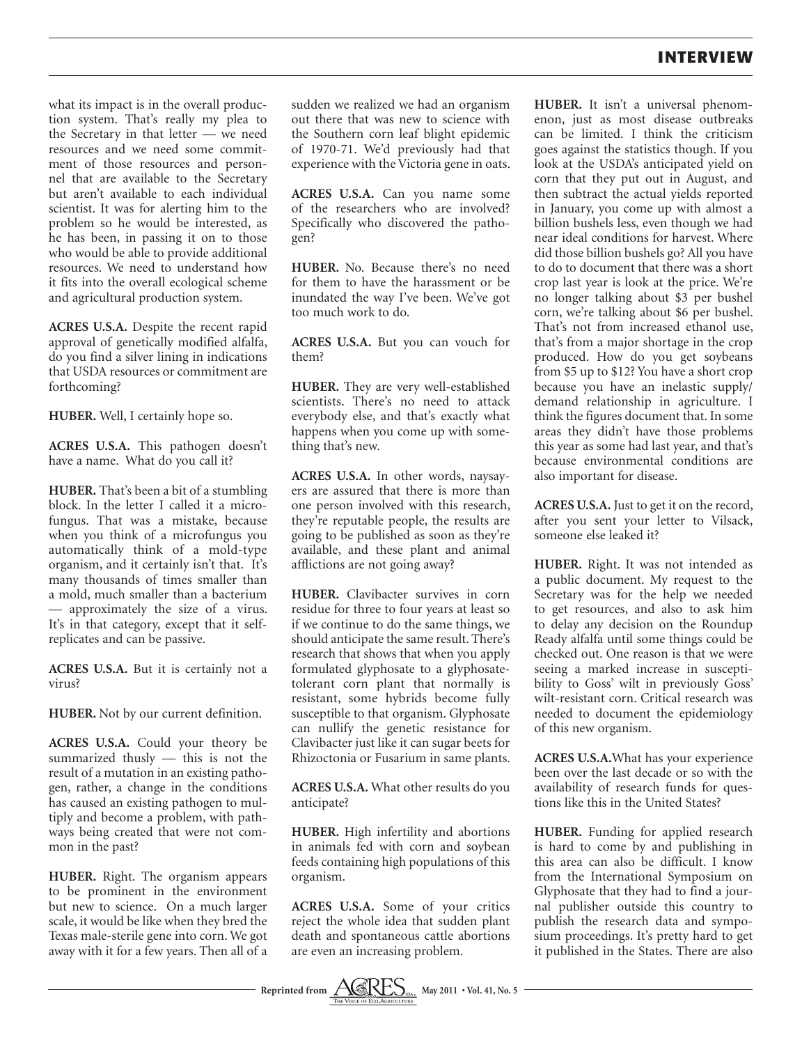what its impact is in the overall production system. That's really my plea to the Secretary in that letter — we need resources and we need some commitment of those resources and personnel that are available to the Secretary but aren't available to each individual scientist. It was for alerting him to the problem so he would be interested, as he has been, in passing it on to those who would be able to provide additional resources. We need to understand how it fits into the overall ecological scheme and agricultural production system.

**ACRES U.S.A.** Despite the recent rapid approval of genetically modified alfalfa, do you find a silver lining in indications that USDA resources or commitment are forthcoming?

**HUBER.** Well, I certainly hope so.

**ACRES U.S.A.** This pathogen doesn't have a name. What do you call it?

**HUBER.** That's been a bit of a stumbling block. In the letter I called it a microfungus. That was a mistake, because when you think of a microfungus you automatically think of a mold-type organism, and it certainly isn't that. It's many thousands of times smaller than a mold, much smaller than a bacterium — approximately the size of a virus. It's in that category, except that it self-replicates and can be passive.

**ACRES U.S.A.** But it is certainly not a virus?

**HUBER.** Not by our current definition.

**ACRES U.S.A.** Could your theory be summarized thusly — this is not the result of a mutation in an existing pathogen, rather, a change in the conditions has caused an existing pathogen to multiply and become a problem, with pathways being created that were not common in the past?

**HUBER.** Right. The organism appears to be prominent in the environment but new to science. On a much larger scale, it would be like when they bred the Texas male-sterile gene into corn. We got away with it for a few years. Then all of a sudden we realized we had an organism out there that was new to science with the Southern corn leaf blight epidemic of 1970-71. We'd previously had that experience with the Victoria gene in oats.

**ACRES U.S.A.** Can you name some of the researchers who are involved? Specifically who discovered the pathogen?

**HUBER.** No. Because there's no need for them to have the harassment or be inundated the way I've been. We've got too much work to do.

**ACRES U.S.A.** But you can vouch for them?

**HUBER.** They are very well-established scientists. There's no need to attack everybody else, and that's exactly what happens when you come up with something that's new.

**ACRES U.S.A.** In other words, naysayers are assured that there is more than one person involved with this research, they're reputable people, the results are going to be published as soon as they're available, and these plant and animal afflictions are not going away?

**HUBER.** Clavibacter survives in corn residue for three to four years at least so if we continue to do the same things, we should anticipate the same result. There's research that shows that when you apply formulated glyphosate to a glyphosate-tolerant corn plant that normally is resistant, some hybrids become fully susceptible to that organism. Glyphosate can nullify the genetic resistance for Clavibacter just like it can sugar beets for Rhizoctonia or Fusarium in same plants.

**ACRES U.S.A.** What other results do you anticipate?

**HUBER.** High infertility and abortions in animals fed with corn and soybean feeds containing high populations of this organism.

**ACRES U.S.A.** Some of your critics reject the whole idea that sudden plant death and spontaneous cattle abortions are even an increasing problem.

**HUBER.** It isn't a universal phenomenon, just as most disease outbreaks can be limited. I think the criticism goes against the statistics though. If you look at the USDA's anticipated yield on corn that they put out in August, and then subtract the actual yields reported in January, you come up with almost a billion bushels less, even though we had near ideal conditions for harvest. Where did those billion bushels go? All you have to do to document that there was a short crop last year is look at the price. We're no longer talking about $3 per bushel corn, we're talking about $6 per bushel. That's not from increased ethanol use, that's from a major shortage in the crop produced. How do you get soybeans from $5 up to $12? You have a short crop because you have an inelastic supply/demand relationship in agriculture. I think the figures document that. In some areas they didn't have those problems this year as some had last year, and that's because environmental conditions are also important for disease.

**ACRES U.S.A.** Just to get it on the record, after you sent your letter to Vilsack, someone else leaked it?

**HUBER.** Right. It was not intended as a public document. My request to the Secretary was for the help we needed to get resources, and also to ask him to delay any decision on the Roundup Ready alfalfa until some things could be checked out. One reason is that we were seeing a marked increase in susceptibility to Goss' wilt in previously Goss' wilt-resistant corn. Critical research was needed to document the epidemiology of this new organism.

**ACRES U.S.A.** What has your experience been over the last decade or so with the availability of research funds for questions like this in the United States?

**HUBER.** Funding for applied research is hard to come by and publishing in this area can also be difficult. I know from the International Symposium on Glyphosate that they had to find a journal publisher outside this country to publish the research data and symposium proceedings. It's pretty hard to get it published in the States. There are also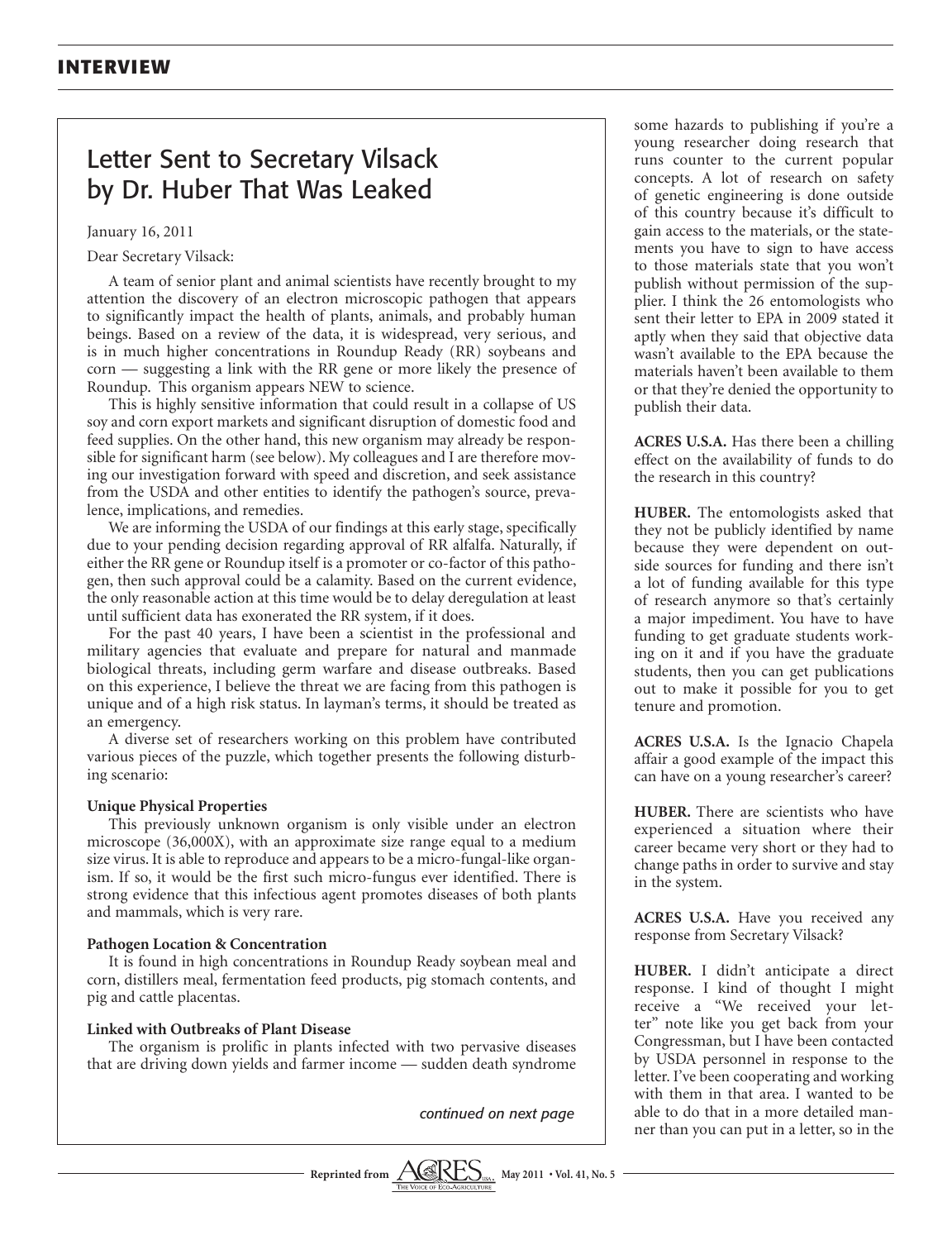## INTERVIEW

## Letter Sent to Secretary Vilsack by Dr. Huber That Was Leaked

January 16, 2011

Dear Secretary Vilsack:

A team of senior plant and animal scientists have recently brought to my attention the discovery of an electron microscopic pathogen that appears to significantly impact the health of plants, animals, and probably human beings. Based on a review of the data, it is widespread, very serious, and is in much higher concentrations in Roundup Ready (RR) soybeans and corn — suggesting a link with the RR gene or more likely the presence of Roundup. This organism appears NEW to science.

This is highly sensitive information that could result in a collapse of US soy and corn export markets and significant disruption of domestic food and feed supplies. On the other hand, this new organism may already be responsible for significant harm (see below). My colleagues and I are therefore moving our investigation forward with speed and discretion, and seek assistance from the USDA and other entities to identify the pathogen's source, prevalence, implications, and remedies.

We are informing the USDA of our findings at this early stage, specifically due to your pending decision regarding approval of RR alfalfa. Naturally, if either the RR gene or Roundup itself is a promoter or co-factor of this pathogen, then such approval could be a calamity. Based on the current evidence, the only reasonable action at this time would be to delay deregulation at least until sufficient data has exonerated the RR system, if it does.

For the past 40 years, I have been a scientist in the professional and military agencies that evaluate and prepare for natural and manmade biological threats, including germ warfare and disease outbreaks. Based on this experience, I believe the threat we are facing from this pathogen is unique and of a high risk status. In layman's terms, it should be treated as an emergency.

A diverse set of researchers working on this problem have contributed various pieces of the puzzle, which together presents the following disturbing scenario:

**Unique Physical Properties**

This previously unknown organism is only visible under an electron microscope (36,000X), with an approximate size range equal to a medium size virus. It is able to reproduce and appears to be a micro-fungal-like organism. If so, it would be the first such micro-fungus ever identified. There is strong evidence that this infectious agent promotes diseases of both plants and mammals, which is very rare.

**Pathogen Location & Concentration**

It is found in high concentrations in Roundup Ready soybean meal and corn, distillers meal, fermentation feed products, pig stomach contents, and pig and cattle placentas.

**Linked with Outbreaks of Plant Disease**

The organism is prolific in plants infected with two pervasive diseases that are driving down yields and farmer income — sudden death syndrome

*continued on next page*

some hazards to publishing if you're a young researcher doing research that runs counter to the current popular concepts. A lot of research on safety of genetic engineering is done outside of this country because it's difficult to gain access to the materials, or the statements you have to sign to have access to those materials state that you won't publish without permission of the supplier. I think the 26 entomologists who sent their letter to EPA in 2009 stated it aptly when they said that objective data wasn't available to the EPA because the materials haven't been available to them or that they're denied the opportunity to publish their data.

**ACRES U.S.A.** Has there been a chilling effect on the availability of funds to do the research in this country?

**HUBER.** The entomologists asked that they not be publicly identified by name because they were dependent on outside sources for funding and there isn't a lot of funding available for this type of research anymore so that's certainly a major impediment. You have to have funding to get graduate students working on it and if you have the graduate students, then you can get publications out to make it possible for you to get tenure and promotion.

**ACRES U.S.A.** Is the Ignacio Chapela affair a good example of the impact this can have on a young researcher's career?

**HUBER.** There are scientists who have experienced a situation where their career became very short or they had to change paths in order to survive and stay in the system.

**ACRES U.S.A.** Have you received any response from Secretary Vilsack?

**HUBER.** I didn't anticipate a direct response. I kind of thought I might receive a "We received your letter" note like you get back from your Congressman, but I have been contacted by USDA personnel in response to the letter. I've been cooperating and working with them in that area. I wanted to be able to do that in a more detailed manner than you can put in a letter, so in the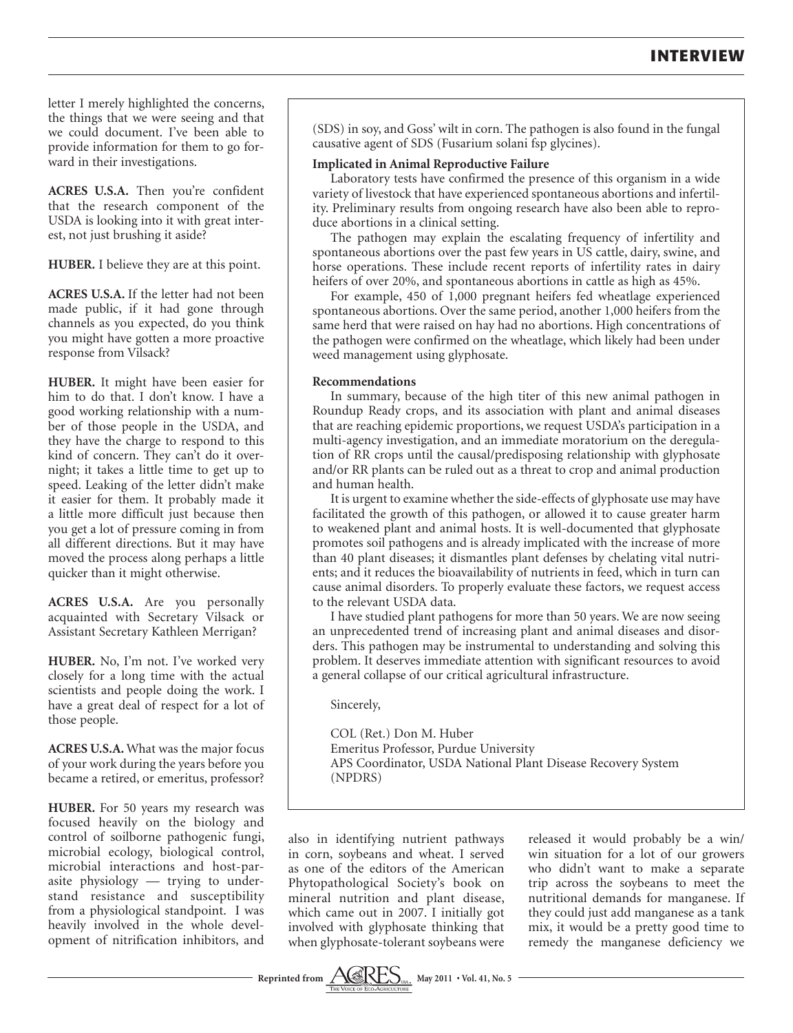letter I merely highlighted the concerns, the things that we were seeing and that we could document. I've been able to provide information for them to go forward in their investigations.

**ACRES U.S.A.** Then you're confident that the research component of the USDA is looking into it with great interest, not just brushing it aside?

**HUBER.** I believe they are at this point.

**ACRES U.S.A.** If the letter had not been made public, if it had gone through channels as you expected, do you think you might have gotten a more proactive response from Vilsack?

**HUBER.** It might have been easier for him to do that. I don't know. I have a good working relationship with a number of those people in the USDA, and they have the charge to respond to this kind of concern. They can't do it overnight; it takes a little time to get up to speed. Leaking of the letter didn't make it easier for them. It probably made it a little more difficult just because then you get a lot of pressure coming in from all different directions. But it may have moved the process along perhaps a little quicker than it might otherwise.

**ACRES U.S.A.** Are you personally acquainted with Secretary Vilsack or Assistant Secretary Kathleen Merrigan?

**HUBER.** No, I'm not. I've worked very closely for a long time with the actual scientists and people doing the work. I have a great deal of respect for a lot of those people.

**ACRES U.S.A.** What was the major focus of your work during the years before you became a retired, or emeritus, professor?

**HUBER.** For 50 years my research was focused heavily on the biology and control of soilborne pathogenic fungi, microbial ecology, biological control, microbial interactions and host-parasite physiology — trying to understand resistance and susceptibility from a physiological standpoint. I was heavily involved in the whole development of nitrification inhibitors, and also in identifying nutrient pathways in corn, soybeans and wheat. I served as one of the editors of the American Phytopathological Society's book on mineral nutrition and plant disease, which came out in 2007. I initially got involved with glyphosate thinking that when glyphosate-tolerant soybeans were released it would probably be a win/win situation for a lot of our growers who didn't want to make a separate trip across the soybeans to meet the nutritional demands for manganese. If they could just add manganese as a tank mix, it would be a pretty good time to remedy the manganese deficiency we

---

(SDS) in soy, and Goss' wilt in corn. The pathogen is also found in the fungal causative agent of SDS (Fusarium solani fsp glycines).

**Implicated in Animal Reproductive Failure**

Laboratory tests have confirmed the presence of this organism in a wide variety of livestock that have experienced spontaneous abortions and infertility. Preliminary results from ongoing research have also been able to reproduce abortions in a clinical setting.

The pathogen may explain the escalating frequency of infertility and spontaneous abortions over the past few years in US cattle, dairy, swine, and horse operations. These include recent reports of infertility rates in dairy heifers of over 20%, and spontaneous abortions in cattle as high as 45%.

For example, 450 of 1,000 pregnant heifers fed wheatlage experienced spontaneous abortions. Over the same period, another 1,000 heifers from the same herd that were raised on hay had no abortions. High concentrations of the pathogen were confirmed on the wheatlage, which likely had been under weed management using glyphosate.

**Recommendations**

In summary, because of the high titer of this new animal pathogen in Roundup Ready crops, and its association with plant and animal diseases that are reaching epidemic proportions, we request USDA's participation in a multi-agency investigation, and an immediate moratorium on the deregulation of RR crops until the causal/predisposing relationship with glyphosate and/or RR plants can be ruled out as a threat to crop and animal production and human health.

It is urgent to examine whether the side-effects of glyphosate use may have facilitated the growth of this pathogen, or allowed it to cause greater harm to weakened plant and animal hosts. It is well-documented that glyphosate promotes soil pathogens and is already implicated with the increase of more than 40 plant diseases; it dismantles plant defenses by chelating vital nutrients; and it reduces the bioavailability of nutrients in feed, which in turn can cause animal disorders. To properly evaluate these factors, we request access to the relevant USDA data.

I have studied plant pathogens for more than 50 years. We are now seeing an unprecedented trend of increasing plant and animal diseases and disorders. This pathogen may be instrumental to understanding and solving this problem. It deserves immediate attention with significant resources to avoid a general collapse of our critical agricultural infrastructure.

Sincerely,

COL (Ret.) Don M. Huber
Emeritus Professor, Purdue University
APS Coordinator, USDA National Plant Disease Recovery System (NPDRS)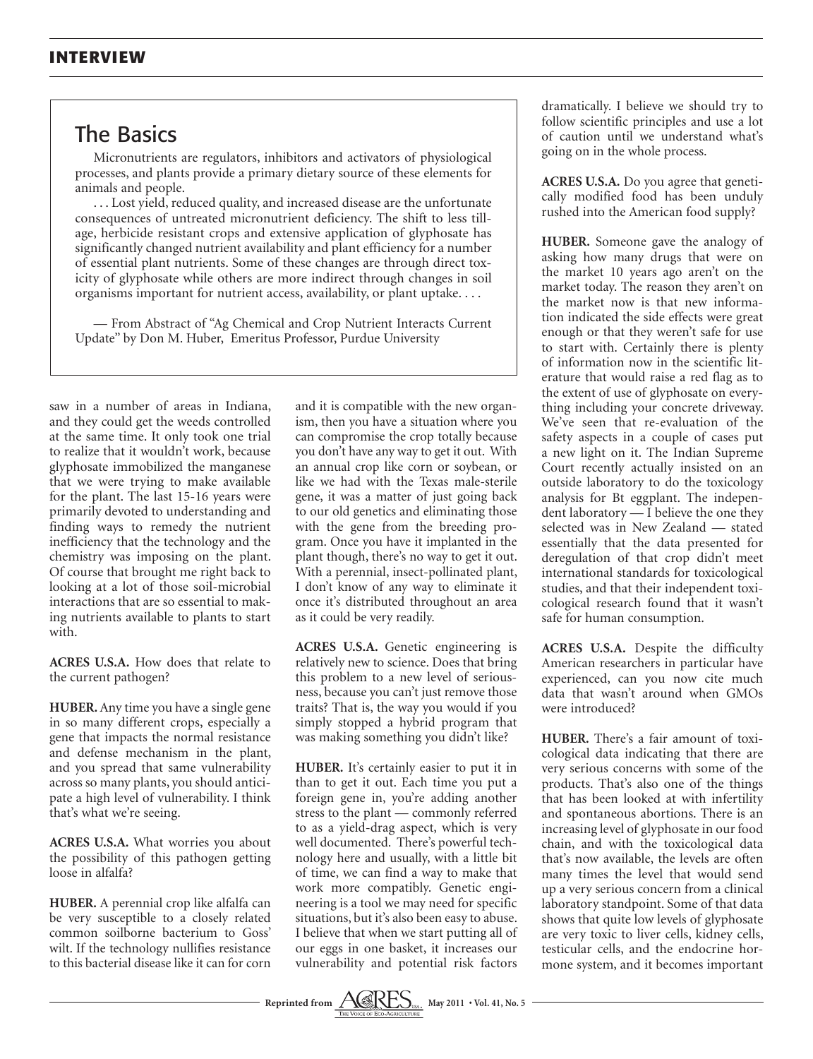## The Basics

Micronutrients are regulators, inhibitors and activators of physiological processes, and plants provide a primary dietary source of these elements for animals and people.

. . . Lost yield, reduced quality, and increased disease are the unfortunate consequences of untreated micronutrient deficiency. The shift to less tillage, herbicide resistant crops and extensive application of glyphosate has significantly changed nutrient availability and plant efficiency for a number of essential plant nutrients. Some of these changes are through direct toxicity of glyphosate while others are more indirect through changes in soil organisms important for nutrient access, availability, or plant uptake. . . .

— From Abstract of "Ag Chemical and Crop Nutrient Interacts Current Update" by Don M. Huber, Emeritus Professor, Purdue University

saw in a number of areas in Indiana, and they could get the weeds controlled at the same time. It only took one trial to realize that it wouldn't work, because glyphosate immobilized the manganese that we were trying to make available for the plant. The last 15-16 years were primarily devoted to understanding and finding ways to remedy the nutrient inefficiency that the technology and the chemistry was imposing on the plant. Of course that brought me right back to looking at a lot of those soil-microbial interactions that are so essential to making nutrients available to plants to start with.

**ACRES U.S.A.** How does that relate to the current pathogen?

**HUBER.** Any time you have a single gene in so many different crops, especially a gene that impacts the normal resistance and defense mechanism in the plant, and you spread that same vulnerability across so many plants, you should anticipate a high level of vulnerability. I think that's what we're seeing.

**ACRES U.S.A.** What worries you about the possibility of this pathogen getting loose in alfalfa?

**HUBER.** A perennial crop like alfalfa can be very susceptible to a closely related common soilborne bacterium to Goss' wilt. If the technology nullifies resistance to this bacterial disease like it can for corn and it is compatible with the new organism, then you have a situation where you can compromise the crop totally because you don't have any way to get it out. With an annual crop like corn or soybean, or like we had with the Texas male-sterile gene, it was a matter of just going back to our old genetics and eliminating those with the gene from the breeding program. Once you have it implanted in the plant though, there's no way to get it out. With a perennial, insect-pollinated plant, I don't know of any way to eliminate it once it's distributed throughout an area as it could be very readily.

**ACRES U.S.A.** Genetic engineering is relatively new to science. Does that bring this problem to a new level of seriousness, because you can't just remove those traits? That is, the way you would if you simply stopped a hybrid program that was making something you didn't like?

**HUBER.** It's certainly easier to put it in than to get it out. Each time you put a foreign gene in, you're adding another stress to the plant — commonly referred to as a yield-drag aspect, which is very well documented. There's powerful technology here and usually, with a little bit of time, we can find a way to make that work more compatibly. Genetic engineering is a tool we may need for specific situations, but it's also been easy to abuse. I believe that when we start putting all of our eggs in one basket, it increases our vulnerability and potential risk factors dramatically. I believe we should try to follow scientific principles and use a lot of caution until we understand what's going on in the whole process.

**ACRES U.S.A.** Do you agree that genetically modified food has been unduly rushed into the American food supply?

**HUBER.** Someone gave the analogy of asking how many drugs that were on the market 10 years ago aren't on the market today. The reason they aren't on the market now is that new information indicated the side effects were great enough or that they weren't safe for use to start with. Certainly there is plenty of information now in the scientific literature that would raise a red flag as to the extent of use of glyphosate on everything including your concrete driveway. We've seen that re-evaluation of the safety aspects in a couple of cases put a new light on it. The Indian Supreme Court recently actually insisted on an outside laboratory to do the toxicology analysis for Bt eggplant. The independent laboratory — I believe the one they selected was in New Zealand — stated essentially that the data presented for deregulation of that crop didn't meet international standards for toxicological studies, and that their independent toxicological research found that it wasn't safe for human consumption.

**ACRES U.S.A.** Despite the difficulty American researchers in particular have experienced, can you now cite much data that wasn't around when GMOs were introduced?

**HUBER.** There's a fair amount of toxicological data indicating that there are very serious concerns with some of the products. That's also one of the things that has been looked at with infertility and spontaneous abortions. There is an increasing level of glyphosate in our food chain, and with the toxicological data that's now available, the levels are often many times the level that would send up a very serious concern from a clinical laboratory standpoint. Some of that data shows that quite low levels of glyphosate are very toxic to liver cells, kidney cells, testicular cells, and the endocrine hormone system, and it becomes important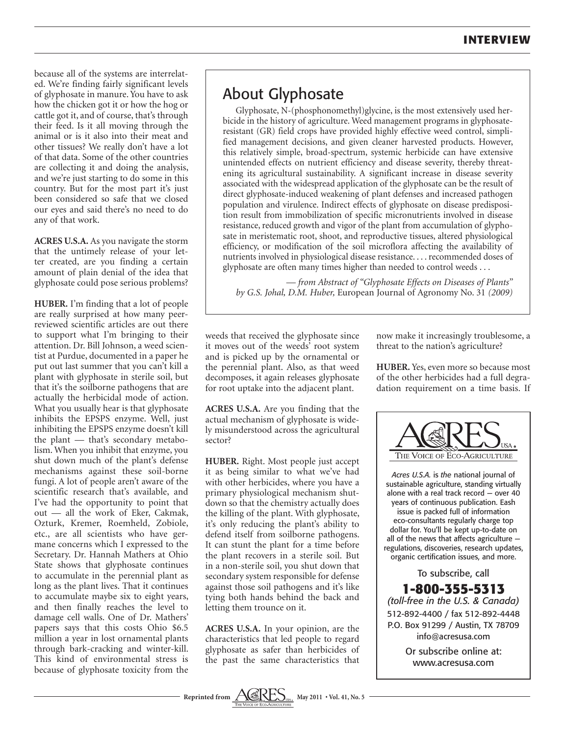because all of the systems are interrelated. We're finding fairly significant levels of glyphosate in manure. You have to ask how the chicken got it or how the hog or cattle got it, and of course, that's through their feed. Is it all moving through the animal or is it also into their meat and other tissues? We really don't have a lot of that data. Some of the other countries are collecting it and doing the analysis, and we're just starting to do some in this country. But for the most part it's just been considered so safe that we closed our eyes and said there's no need to do any of that work.

**ACRES U.S.A.** As you navigate the storm that the untimely release of your letter created, are you finding a certain amount of plain denial of the idea that glyphosate could pose serious problems?

**HUBER.** I'm finding that a lot of people are really surprised at how many peer-reviewed scientific articles are out there to support what I'm bringing to their attention. Dr. Bill Johnson, a weed scientist at Purdue, documented in a paper he put out last summer that you can't kill a plant with glyphosate in sterile soil, but that it's the soilborne pathogens that are actually the herbicidal mode of action. What you usually hear is that glyphosate inhibits the EPSPS enzyme. Well, just inhibiting the EPSPS enzyme doesn't kill the plant — that's secondary metabolism. When you inhibit that enzyme, you shut down much of the plant's defense mechanisms against these soil-borne fungi. A lot of people aren't aware of the scientific research that's available, and I've had the opportunity to point that out — all the work of Eker, Cakmak, Ozturk, Kremer, Roemheld, Zobiole, etc., are all scientists who have germane concerns which I expressed to the Secretary. Dr. Hannah Mathers at Ohio State shows that glyphosate continues to accumulate in the perennial plant as long as the plant lives. That it continues to accumulate maybe six to eight years, and then finally reaches the level to damage cell walls. One of Dr. Mathers' papers says that this costs Ohio $6.5 million a year in lost ornamental plants through bark-cracking and winter-kill. This kind of environmental stress is because of glyphosate toxicity from the weeds that received the glyphosate since it moves out of the weeds' root system and is picked up by the ornamental or the perennial plant. Also, as that weed decomposes, it again releases glyphosate for root uptake into the adjacent plant.

## About Glyphosate

Glyphosate, N-(phosphonomethyl)glycine, is the most extensively used herbicide in the history of agriculture. Weed management programs in glyphosate-resistant (GR) field crops have provided highly effective weed control, simplified management decisions, and given cleaner harvested products. However, this relatively simple, broad-spectrum, systemic herbicide can have extensive unintended effects on nutrient efficiency and disease severity, thereby threatening its agricultural sustainability. A significant increase in disease severity associated with the widespread application of the glyphosate can be the result of direct glyphosate-induced weakening of plant defenses and increased pathogen population and virulence. Indirect effects of glyphosate on disease predisposition result from immobilization of specific micronutrients involved in disease resistance, reduced growth and vigor of the plant from accumulation of glyphosate in meristematic root, shoot, and reproductive tissues, altered physiological efficiency, or modification of the soil microflora affecting the availability of nutrients involved in physiological disease resistance. . . . recommended doses of glyphosate are often many times higher than needed to control weeds . . .

— *from Abstract of "Glyphosate Effects on Diseases of Plants" by G.S. Johal, D.M. Huber,* European Journal of Agronomy No. 31 *(2009)*

**ACRES U.S.A.** Are you finding that the actual mechanism of glyphosate is widely misunderstood across the agricultural sector?

**HUBER.** Right. Most people just accept it as being similar to what we've had with other herbicides, where you have a primary physiological mechanism shutdown so that the chemistry actually does the killing of the plant. With glyphosate, it's only reducing the plant's ability to defend itself from soilborne pathogens. It can stunt the plant for a time before the plant recovers in a sterile soil. But in a non-sterile soil, you shut down that secondary system responsible for defense against those soil pathogens and it's like tying both hands behind the back and letting them trounce on it.

**ACRES U.S.A.** In your opinion, are the characteristics that led people to regard glyphosate as safer than herbicides of the past the same characteristics that now make it increasingly troublesome, a threat to the nation's agriculture?

**HUBER.** Yes, even more so because most of the other herbicides had a full degradation requirement on a time basis. If

ACRES USA. The Voice of Eco-Agriculture

*Acres U.S.A.* is *the* national journal of sustainable agriculture, standing virtually alone with a real track record — over 40 years of continuous publication. Eash issue is packed full of information eco-consultants regularly charge top dollar for. You'll be kept up-to-date on all of the news that affects agriculture — regulations, discoveries, research updates, organic certification issues, and more.

To subscribe, call

**1-800-355-5313**

*(toll-free in the U.S. & Canada)*

512-892-4400 / fax 512-892-4448

P.O. Box 91299 / Austin, TX 78709

info@acresusa.com

Or subscribe online at:

www.acresusa.com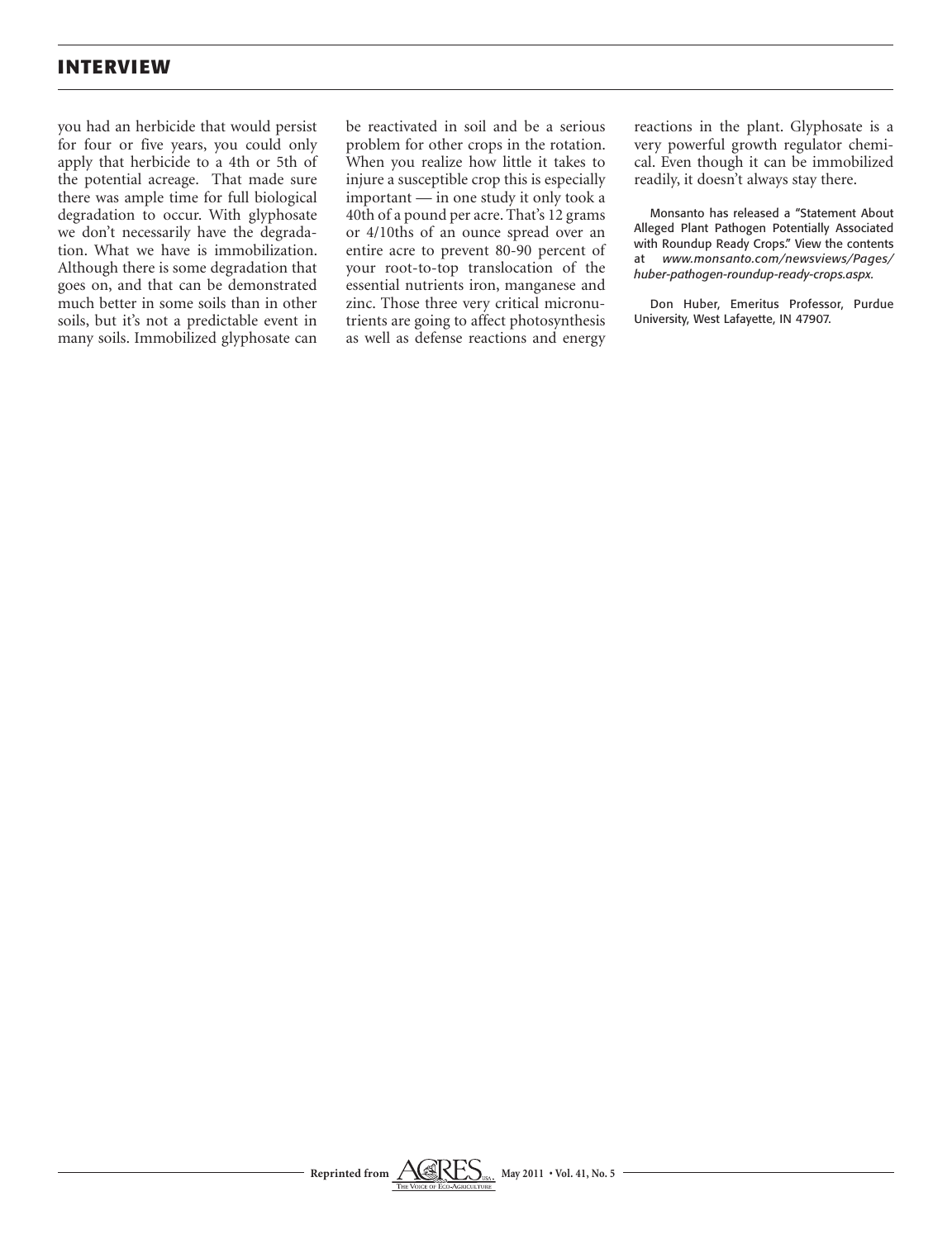you had an herbicide that would persist for four or five years, you could only apply that herbicide to a 4th or 5th of the potential acreage. That made sure there was ample time for full biological degradation to occur. With glyphosate we don't necessarily have the degradation. What we have is immobilization. Although there is some degradation that goes on, and that can be demonstrated much better in some soils than in other soils, but it's not a predictable event in many soils. Immobilized glyphosate can be reactivated in soil and be a serious problem for other crops in the rotation. When you realize how little it takes to injure a susceptible crop this is especially important — in one study it only took a 40th of a pound per acre. That's 12 grams or 4/10ths of an ounce spread over an entire acre to prevent 80-90 percent of your root-to-top translocation of the essential nutrients iron, manganese and zinc. Those three very critical micronutrients are going to affect photosynthesis as well as defense reactions and energy reactions in the plant. Glyphosate is a very powerful growth regulator chemical. Even though it can be immobilized readily, it doesn't always stay there.

Monsanto has released a "Statement About Alleged Plant Pathogen Potentially Associated with Roundup Ready Crops." View the contents at *www.monsanto.com/newsviews/Pages/huber-pathogen-roundup-ready-crops.aspx.*

Don Huber, Emeritus Professor, Purdue University, West Lafayette, IN 47907.